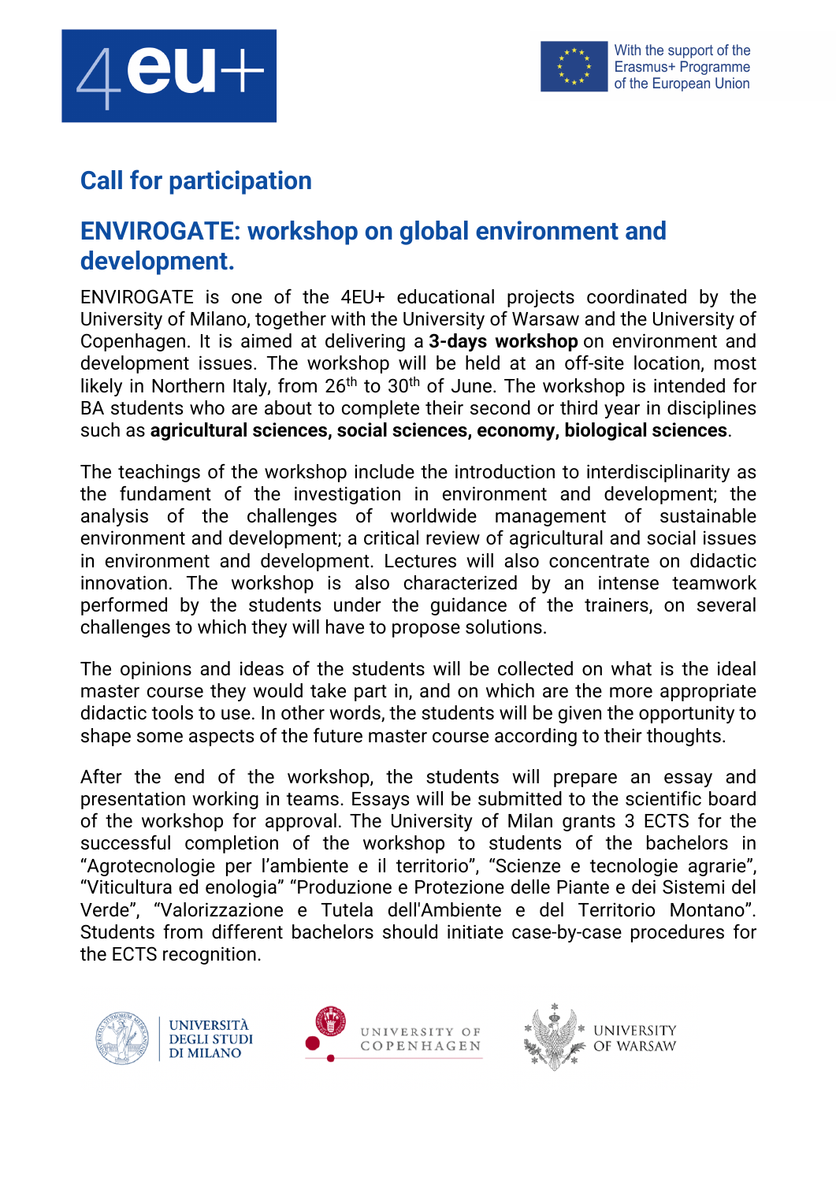# Call for participation

## ENVIROGATE: workshop on global environment and development.

ENVIROGATE is one of the 4EU+ educational projects coordinated by the University of Milano, together with the University of Warsaw and the University of Copenhagen. It is aimed at delivering a **3-days workshop** on environment and development issues. The workshop will be held at an off-site location, most likely in Northern Italy, from 26th to 30th of June. The workshop is intended for BA students who are about to complete their second or third year in disciplines such as **agricultural sciences, social sciences, economy, biological sciences**.

The teachings of the workshop include the introduction to interdisciplinarity as the fundament of the investigation in environment and development; the analysis of the challenges of worldwide management of sustainable environment and development; a critical review of agricultural and social issues in environment and development. Lectures will also concentrate on didactic innovation. The workshop is also characterized by an intense teamwork performed by the students under the guidance of the trainers, on several challenges to which they will have to propose solutions.

The opinions and ideas of the students will be collected on what is the ideal master course they would take part in, and on which are the more appropriate didactic tools to use. In other words, the students will be given the opportunity to shape some aspects of the future master course according to their thoughts.

After the end of the workshop, the students will prepare an essay and presentation working in teams. Essays will be submitted to the scientific board of the workshop for approval. The University of Milan grants 3 ECTS for the successful completion of the workshop to students of the bachelors in “Agrotecnologie per l’ambiente e il territorio”, “Scienze e tecnologie agrarie”, “Viticultura ed enologia” “Produzione e Protezione delle Piante e dei Sistemi del Verde”, “Valorizzazione e Tutela dell'Ambiente e del Territorio Montano”. Students from different bachelors should initiate case-by-case procedures for the ECTS recognition.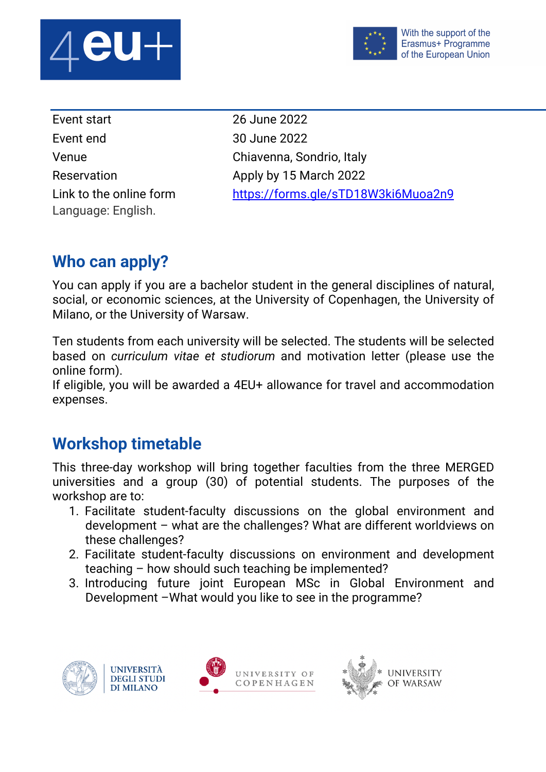| Event start | 26 June 2022 |
| --- | --- |
| Event end | 30 June 2022 |
| Venue | Chiavenna, Sondrio, Italy |
| Reservation | Apply by 15 March 2022 |
| Link to the online form | https://forms.gle/sTD18W3ki6Muoa2n9 |

Language: English.

## Who can apply?

You can apply if you are a bachelor student in the general disciplines of natural, social, or economic sciences, at the University of Copenhagen, the University of Milano, or the University of Warsaw.

Ten students from each university will be selected. The students will be selected based on *curriculum vitae et studiorum* and motivation letter (please use the online form).
If eligible, you will be awarded a 4EU+ allowance for travel and accommodation expenses.

## Workshop timetable

This three-day workshop will bring together faculties from the three MERGED universities and a group (30) of potential students. The purposes of the workshop are to:

1. Facilitate student-faculty discussions on the global environment and development – what are the challenges? What are different worldviews on these challenges?
2. Facilitate student-faculty discussions on environment and development teaching – how should such teaching be implemented?
3. Introducing future joint European MSc in Global Environment and Development –What would you like to see in the programme?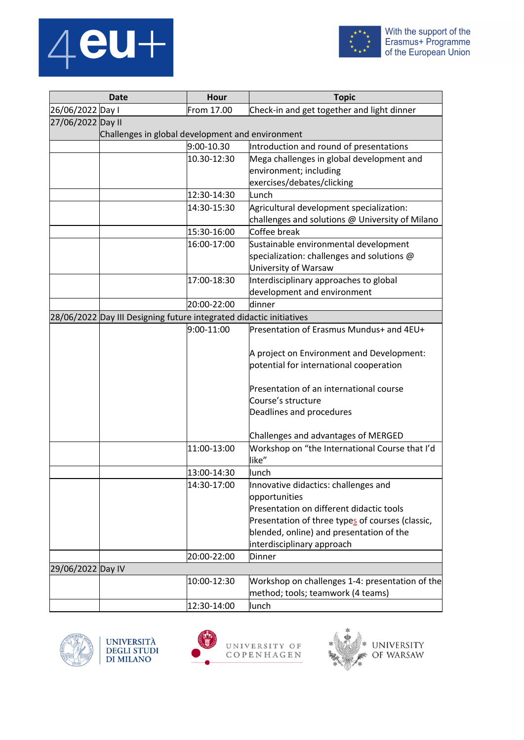| Date | | Hour | Topic |
|---|---|---|---|
| 26/06/2022 | Day I | From 17.00 | Check-in and get together and light dinner |
| 27/06/2022 | Day II<br>Challenges in global development and environment | | |
| | | 9:00-10.30 | Introduction and round of presentations |
| | | 10.30-12:30 | Mega challenges in global development and environment; including exercises/debates/clicking |
| | | 12:30-14:30 | Lunch |
| | | 14:30-15:30 | Agricultural development specialization: challenges and solutions @ University of Milano |
| | | 15:30-16:00 | Coffee break |
| | | 16:00-17:00 | Sustainable environmental development specialization: challenges and solutions @ University of Warsaw |
| | | 17:00-18:30 | Interdisciplinary approaches to global development and environment |
| | | 20:00-22:00 | dinner |
| 28/06/2022 | Day III Designing future integrated didactic initiatives | | |
| | | 9:00-11:00 | Presentation of Erasmus Mundus+ and 4EU+<br><br>A project on Environment and Development: potential for international cooperation<br><br>Presentation of an international course<br>Course's structure<br>Deadlines and procedures<br><br>Challenges and advantages of MERGED |
| | | 11:00-13:00 | Workshop on "the International Course that I'd like" |
| | | 13:00-14:30 | lunch |
| | | 14:30-17:00 | Innovative didactics: challenges and opportunities<br>Presentation on different didactic tools<br>Presentation of three types of courses (classic, blended, online) and presentation of the interdisciplinary approach |
| | | 20:00-22:00 | Dinner |
| 29/06/2022 | Day IV | | |
| | | 10:00-12:30 | Workshop on challenges 1-4: presentation of the method; tools; teamwork (4 teams) |
| | | 12:30-14:00 | lunch |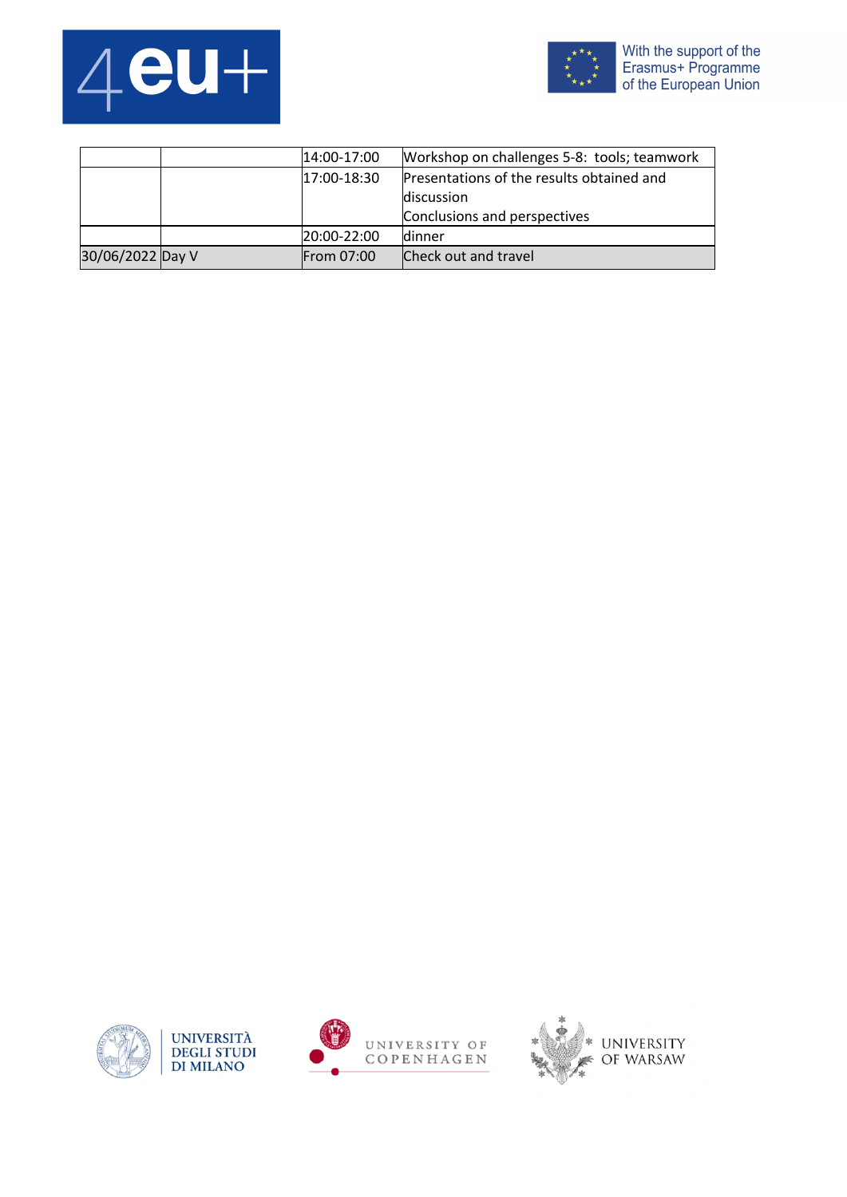| | | | |
|---|---|---|---|
| | | 14:00-17:00 | Workshop on challenges 5-8: tools; teamwork |
| | | 17:00-18:30 | Presentations of the results obtained and discussion<br>Conclusions and perspectives |
| | | 20:00-22:00 | dinner |
| 30/06/2022 | Day V | From 07:00 | Check out and travel |